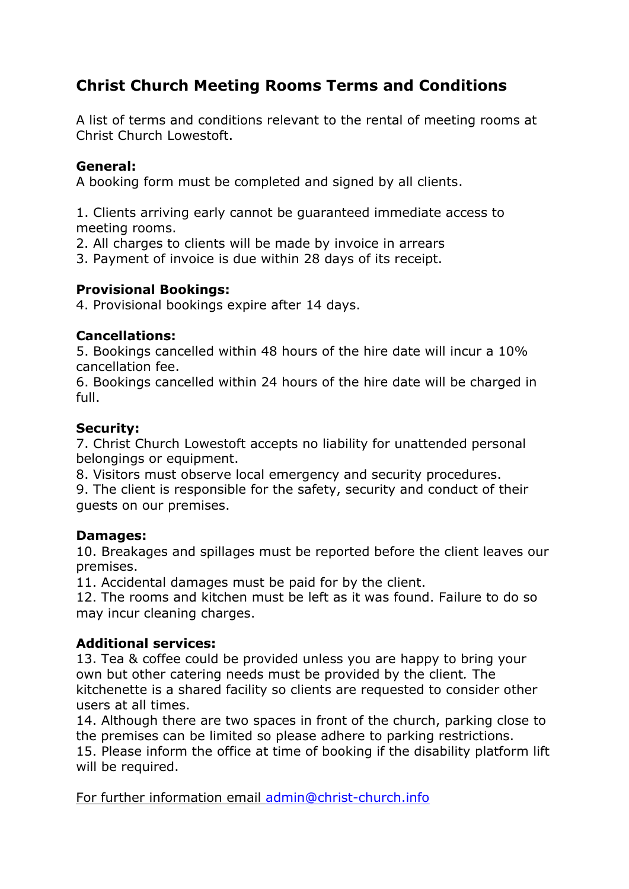# Christ Church Meeting Rooms Terms and Conditions

A list of terms and conditions relevant to the rental of meeting rooms at Christ Church Lowestoft.

**General:**
A booking form must be completed and signed by all clients.

1. Clients arriving early cannot be guaranteed immediate access to meeting rooms.
2. All charges to clients will be made by invoice in arrears
3. Payment of invoice is due within 28 days of its receipt.

**Provisional Bookings:**

4. Provisional bookings expire after 14 days.

**Cancellations:**

5. Bookings cancelled within 48 hours of the hire date will incur a 10% cancellation fee.
6. Bookings cancelled within 24 hours of the hire date will be charged in full.

**Security:**

7. Christ Church Lowestoft accepts no liability for unattended personal belongings or equipment.
8. Visitors must observe local emergency and security procedures.
9. The client is responsible for the safety, security and conduct of their guests on our premises.

**Damages:**

10. Breakages and spillages must be reported before the client leaves our premises.
11. Accidental damages must be paid for by the client.
12. The rooms and kitchen must be left as it was found. Failure to do so may incur cleaning charges.

**Additional services:**

13. Tea & coffee could be provided unless you are happy to bring your own but other catering needs must be provided by the client. The kitchenette is a shared facility so clients are requested to consider other users at all times.
14. Although there are two spaces in front of the church, parking close to the premises can be limited so please adhere to parking restrictions.
15. Please inform the office at time of booking if the disability platform lift will be required.

For further information email admin@christ-church.info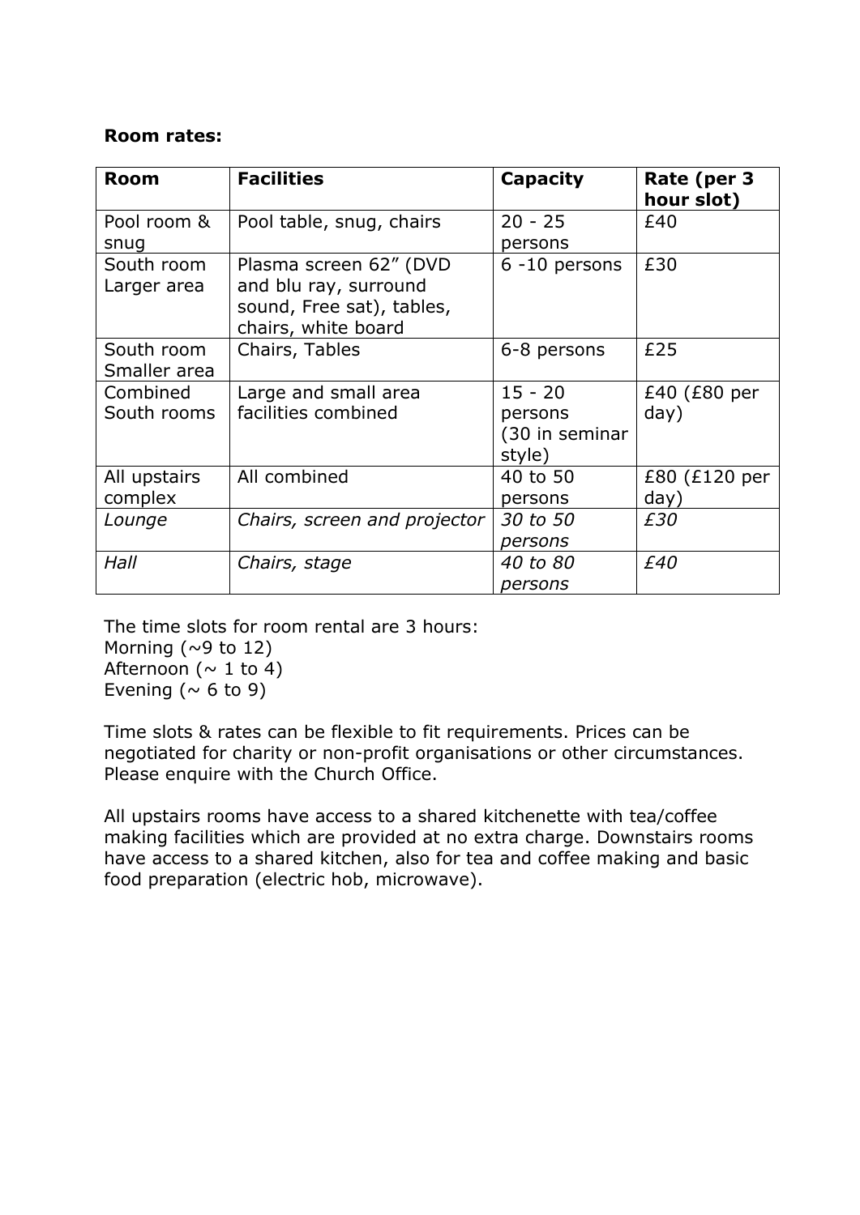**Room rates:**

| Room | Facilities | Capacity | Rate (per 3 hour slot) |
|---|---|---|---|
| Pool room & snug | Pool table, snug, chairs | 20 - 25 persons | £40 |
| South room Larger area | Plasma screen 62" (DVD and blu ray, surround sound, Free sat), tables, chairs, white board | 6 -10 persons | £30 |
| South room Smaller area | Chairs, Tables | 6-8 persons | £25 |
| Combined South rooms | Large and small area facilities combined | 15 - 20 persons (30 in seminar style) | £40 (£80 per day) |
| All upstairs complex | All combined | 40 to 50 persons | £80 (£120 per day) |
| *Lounge* | *Chairs, screen and projector* | *30 to 50 persons* | *£30* |
| *Hall* | *Chairs, stage* | *40 to 80 persons* | *£40* |

The time slots for room rental are 3 hours:
Morning (~9 to 12)
Afternoon (~ 1 to 4)
Evening (~ 6 to 9)

Time slots & rates can be flexible to fit requirements. Prices can be negotiated for charity or non-profit organisations or other circumstances. Please enquire with the Church Office.

All upstairs rooms have access to a shared kitchenette with tea/coffee making facilities which are provided at no extra charge. Downstairs rooms have access to a shared kitchen, also for tea and coffee making and basic food preparation (electric hob, microwave).